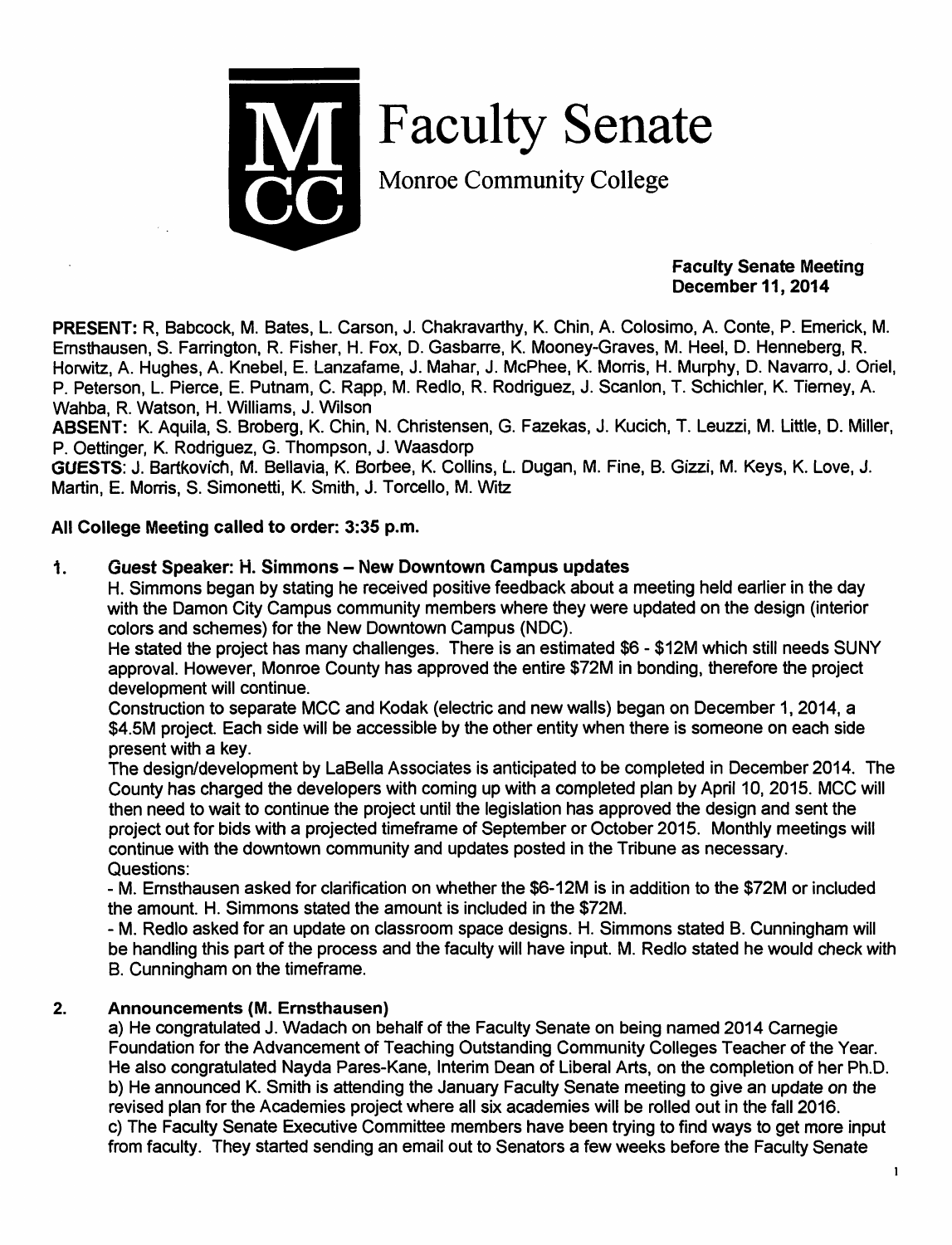# Faculty Senate

Monroe Community College

**Faculty Senate Meeting**
**December 11, 2014**

**PRESENT:** R, Babcock, M. Bates, L. Carson, J. Chakravarthy, K. Chin, A. Colosimo, A. Conte, P. Emerick, M. Ernsthausen, S. Farrington, R. Fisher, H. Fox, D. Gasbarre, K. Mooney-Graves, M. Heel, D. Henneberg, R. Horwitz, A. Hughes, A. Knebel, E. Lanzafame, J. Mahar, J. McPhee, K. Morris, H. Murphy, D. Navarro, J. Oriel, P. Peterson, L. Pierce, E. Putnam, C. Rapp, M. Redlo, R. Rodriguez, J. Scanlon, T. Schichler, K. Tierney, A. Wahba, R. Watson, H. Williams, J. Wilson

**ABSENT:** K. Aquila, S. Broberg, K. Chin, N. Christensen, G. Fazekas, J. Kucich, T. Leuzzi, M. Little, D. Miller, P. Oettinger, K. Rodriguez, G. Thompson, J. Waasdorp

**GUESTS:** J. Bartkovich, M. Bellavia, K. Borbee, K. Collins, L. Dugan, M. Fine, B. Gizzi, M. Keys, K. Love, J. Martin, E. Morris, S. Simonetti, K. Smith, J. Torcello, M. Witz

**All College Meeting called to order: 3:35 p.m.**

1. **Guest Speaker: H. Simmons – New Downtown Campus updates**

   H. Simmons began by stating he received positive feedback about a meeting held earlier in the day with the Damon City Campus community members where they were updated on the design (interior colors and schemes) for the New Downtown Campus (NDC).

   He stated the project has many challenges. There is an estimated $6 - $12M which still needs SUNY approval. However, Monroe County has approved the entire $72M in bonding, therefore the project development will continue.

   Construction to separate MCC and Kodak (electric and new walls) began on December 1, 2014, a $4.5M project. Each side will be accessible by the other entity when there is someone on each side present with a key.

   The design/development by LaBella Associates is anticipated to be completed in December 2014. The County has charged the developers with coming up with a completed plan by April 10, 2015. MCC will then need to wait to continue the project until the legislation has approved the design and sent the project out for bids with a projected timeframe of September or October 2015. Monthly meetings will continue with the downtown community and updates posted in the Tribune as necessary.

   Questions:

   - M. Ernsthausen asked for clarification on whether the $6-12M is in addition to the $72M or included the amount. H. Simmons stated the amount is included in the $72M.
   - M. Redlo asked for an update on classroom space designs. H. Simmons stated B. Cunningham will be handling this part of the process and the faculty will have input. M. Redlo stated he would check with B. Cunningham on the timeframe.

2. **Announcements (M. Ernsthausen)**

   a) He congratulated J. Wadach on behalf of the Faculty Senate on being named 2014 Carnegie Foundation for the Advancement of Teaching Outstanding Community Colleges Teacher of the Year. He also congratulated Nayda Pares-Kane, Interim Dean of Liberal Arts, on the completion of her Ph.D.

   b) He announced K. Smith is attending the January Faculty Senate meeting to give an update on the revised plan for the Academies project where all six academies will be rolled out in the fall 2016.

   c) The Faculty Senate Executive Committee members have been trying to find ways to get more input from faculty. They started sending an email out to Senators a few weeks before the Faculty Senate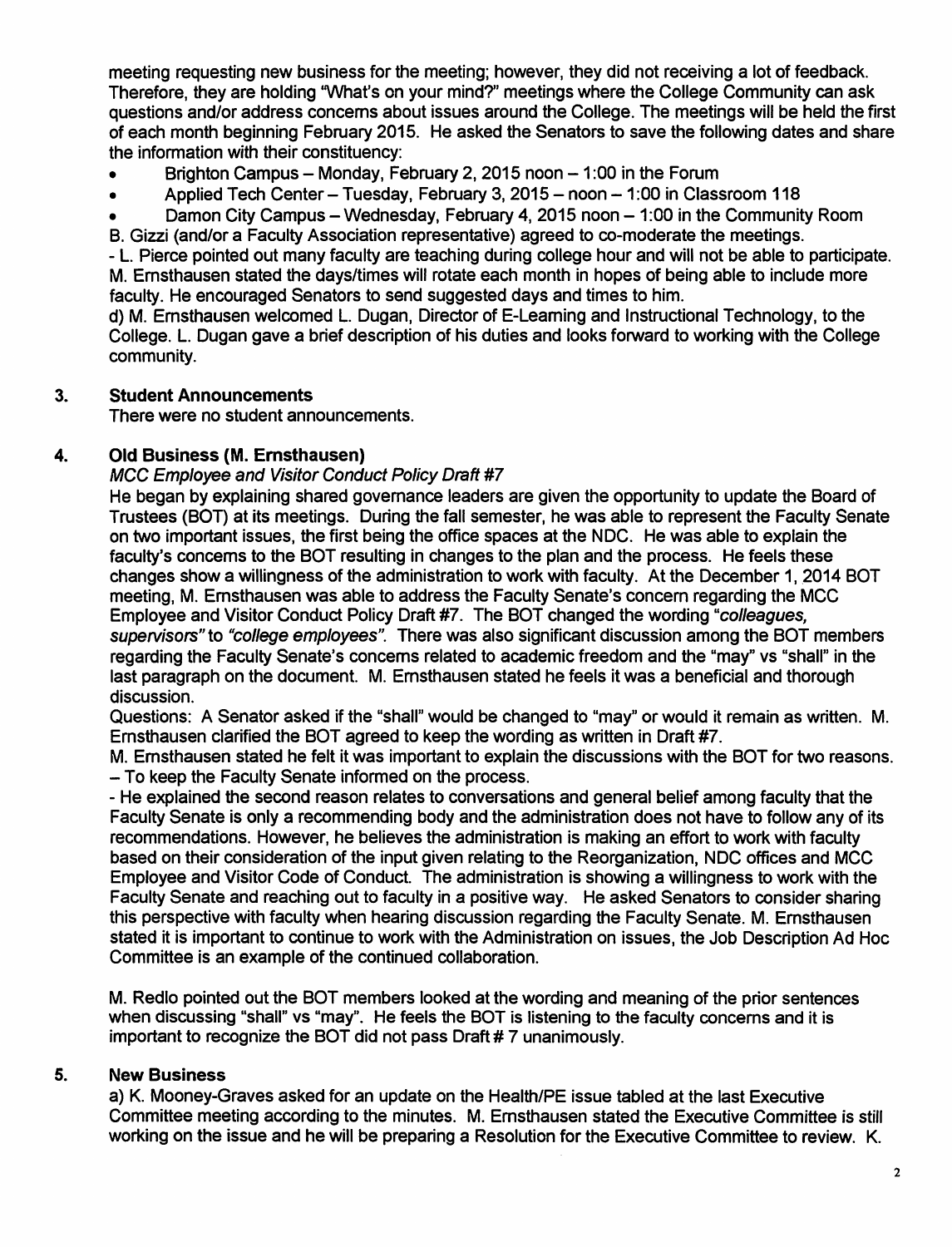meeting requesting new business for the meeting; however, they did not receiving a lot of feedback. Therefore, they are holding "What's on your mind?" meetings where the College Community can ask questions and/or address concerns about issues around the College. The meetings will be held the first of each month beginning February 2015. He asked the Senators to save the following dates and share the information with their constituency:

- Brighton Campus – Monday, February 2, 2015 noon – 1:00 in the Forum
- Applied Tech Center – Tuesday, February 3, 2015 – noon – 1:00 in Classroom 118
- Damon City Campus – Wednesday, February 4, 2015 noon – 1:00 in the Community Room

B. Gizzi (and/or a Faculty Association representative) agreed to co-moderate the meetings.

- L. Pierce pointed out many faculty are teaching during college hour and will not be able to participate. M. Ernsthausen stated the days/times will rotate each month in hopes of being able to include more faculty. He encouraged Senators to send suggested days and times to him.

d) M. Ernsthausen welcomed L. Dugan, Director of E-Learning and Instructional Technology, to the College. L. Dugan gave a brief description of his duties and looks forward to working with the College community.

## 3. Student Announcements

There were no student announcements.

## 4. Old Business (M. Ernsthausen)

*MCC Employee and Visitor Conduct Policy Draft #7*

He began by explaining shared governance leaders are given the opportunity to update the Board of Trustees (BOT) at its meetings. During the fall semester, he was able to represent the Faculty Senate on two important issues, the first being the office spaces at the NDC. He was able to explain the faculty's concerns to the BOT resulting in changes to the plan and the process. He feels these changes show a willingness of the administration to work with faculty. At the December 1, 2014 BOT meeting, M. Ernsthausen was able to address the Faculty Senate's concern regarding the MCC Employee and Visitor Conduct Policy Draft #7. The BOT changed the wording *"colleagues, supervisors"* to *"college employees"*. There was also significant discussion among the BOT members regarding the Faculty Senate's concerns related to academic freedom and the "may" vs "shall" in the last paragraph on the document. M. Ernsthausen stated he feels it was a beneficial and thorough discussion.

Questions: A Senator asked if the "shall" would be changed to "may" or would it remain as written. M. Ernsthausen clarified the BOT agreed to keep the wording as written in Draft #7.

M. Ernsthausen stated he felt it was important to explain the discussions with the BOT for two reasons.

– To keep the Faculty Senate informed on the process.

- He explained the second reason relates to conversations and general belief among faculty that the Faculty Senate is only a recommending body and the administration does not have to follow any of its recommendations. However, he believes the administration is making an effort to work with faculty based on their consideration of the input given relating to the Reorganization, NDC offices and MCC Employee and Visitor Code of Conduct. The administration is showing a willingness to work with the Faculty Senate and reaching out to faculty in a positive way. He asked Senators to consider sharing this perspective with faculty when hearing discussion regarding the Faculty Senate. M. Ernsthausen stated it is important to continue to work with the Administration on issues, the Job Description Ad Hoc Committee is an example of the continued collaboration.

M. Redlo pointed out the BOT members looked at the wording and meaning of the prior sentences when discussing "shall" vs "may". He feels the BOT is listening to the faculty concerns and it is important to recognize the BOT did not pass Draft # 7 unanimously.

## 5. New Business

a) K. Mooney-Graves asked for an update on the Health/PE issue tabled at the last Executive Committee meeting according to the minutes. M. Ernsthausen stated the Executive Committee is still working on the issue and he will be preparing a Resolution for the Executive Committee to review. K.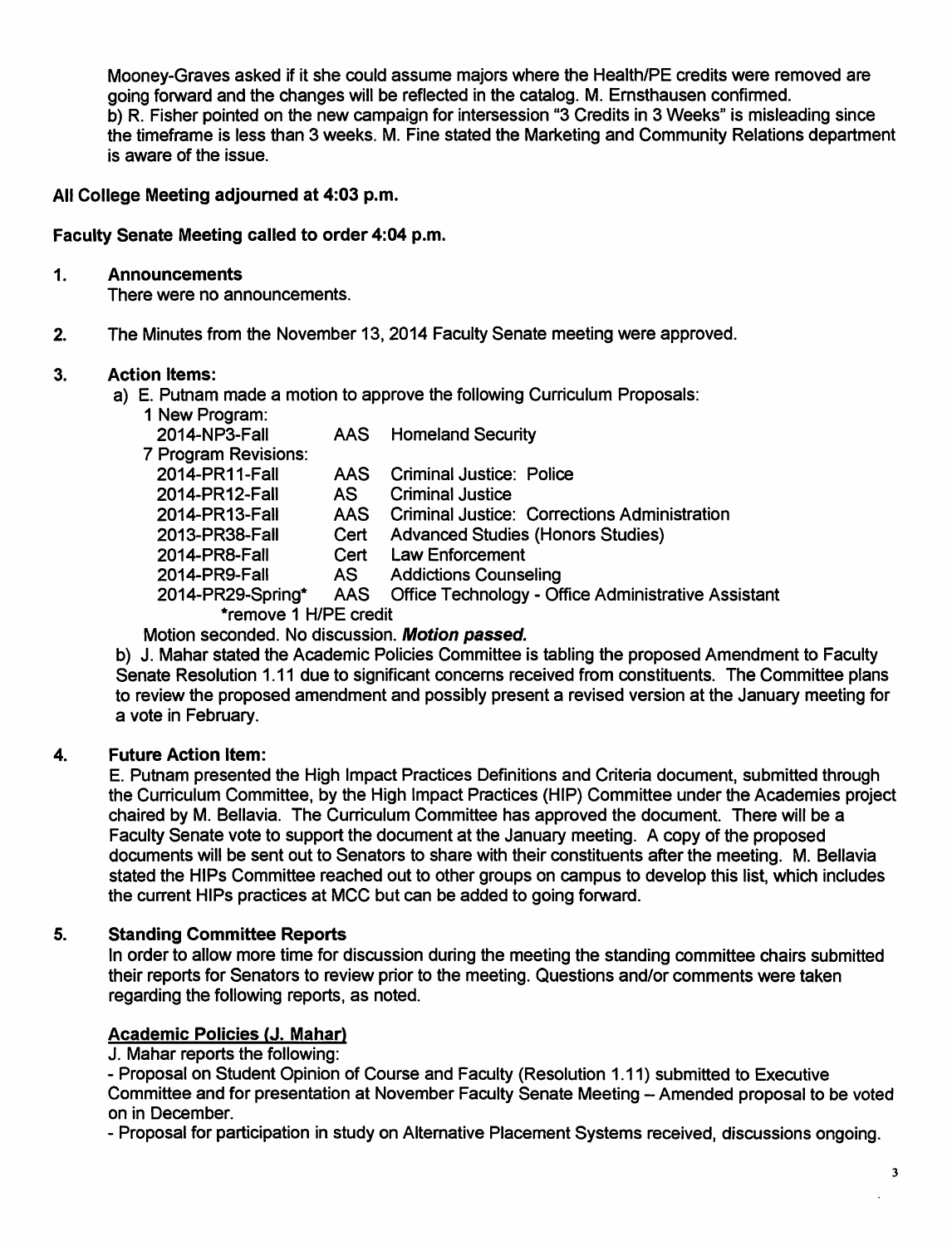Mooney-Graves asked if it she could assume majors where the Health/PE credits were removed are going forward and the changes will be reflected in the catalog. M. Ernsthausen confirmed.
b) R. Fisher pointed on the new campaign for intersession "3 Credits in 3 Weeks" is misleading since the timeframe is less than 3 weeks. M. Fine stated the Marketing and Community Relations department is aware of the issue.

**All College Meeting adjourned at 4:03 p.m.**

**Faculty Senate Meeting called to order 4:04 p.m.**

**1. Announcements**

There were no announcements.

**2.** The Minutes from the November 13, 2014 Faculty Senate meeting were approved.

**3. Action Items:**

a) E. Putnam made a motion to approve the following Curriculum Proposals:

1 New Program:

| | | |
|---|---|---|
| 2014-NP3-Fall | AAS | Homeland Security |

7 Program Revisions:

| | | |
|---|---|---|
| 2014-PR11-Fall | AAS | Criminal Justice: Police |
| 2014-PR12-Fall | AS | Criminal Justice |
| 2014-PR13-Fall | AAS | Criminal Justice: Corrections Administration |
| 2013-PR38-Fall | Cert | Advanced Studies (Honors Studies) |
| 2014-PR8-Fall | Cert | Law Enforcement |
| 2014-PR9-Fall | AS | Addictions Counseling |
| 2014-PR29-Spring* | AAS | Office Technology - Office Administrative Assistant |

*remove 1 H/PE credit

Motion seconded. No discussion. ***Motion passed.***

b) J. Mahar stated the Academic Policies Committee is tabling the proposed Amendment to Faculty Senate Resolution 1.11 due to significant concerns received from constituents. The Committee plans to review the proposed amendment and possibly present a revised version at the January meeting for a vote in February.

**4. Future Action Item:**

E. Putnam presented the High Impact Practices Definitions and Criteria document, submitted through the Curriculum Committee, by the High Impact Practices (HIP) Committee under the Academies project chaired by M. Bellavia. The Curriculum Committee has approved the document. There will be a Faculty Senate vote to support the document at the January meeting. A copy of the proposed documents will be sent out to Senators to share with their constituents after the meeting. M. Bellavia stated the HIPs Committee reached out to other groups on campus to develop this list, which includes the current HIPs practices at MCC but can be added to going forward.

**5. Standing Committee Reports**

In order to allow more time for discussion during the meeting the standing committee chairs submitted their reports for Senators to review prior to the meeting. Questions and/or comments were taken regarding the following reports, as noted.

**Academic Policies (J. Mahar)**

J. Mahar reports the following:

- Proposal on Student Opinion of Course and Faculty (Resolution 1.11) submitted to Executive Committee and for presentation at November Faculty Senate Meeting – Amended proposal to be voted on in December.
- Proposal for participation in study on Alternative Placement Systems received, discussions ongoing.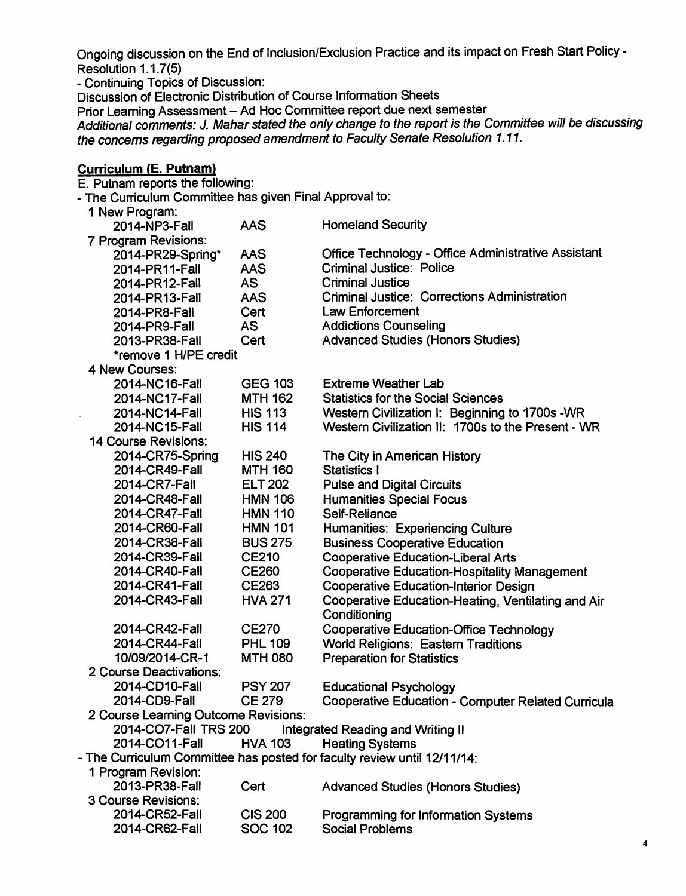Ongoing discussion on the End of Inclusion/Exclusion Practice and its impact on Fresh Start Policy - Resolution 1.1.7(5)

- Continuing Topics of Discussion:

Discussion of Electronic Distribution of Course Information Sheets

Prior Learning Assessment – Ad Hoc Committee report due next semester

*Additional comments: J. Mahar stated the only change to the report is the Committee will be discussing the concerns regarding proposed amendment to Faculty Senate Resolution 1.11.*

**Curriculum (E. Putnam)**

E. Putnam reports the following:

- The Curriculum Committee has given Final Approval to:

1 New Program:

| | | |
|---|---|---|
| 2014-NP3-Fall | AAS | Homeland Security |

7 Program Revisions:

| | | |
|---|---|---|
| 2014-PR29-Spring* | AAS | Office Technology - Office Administrative Assistant |
| 2014-PR11-Fall | AAS | Criminal Justice: Police |
| 2014-PR12-Fall | AS | Criminal Justice |
| 2014-PR13-Fall | AAS | Criminal Justice: Corrections Administration |
| 2014-PR8-Fall | Cert | Law Enforcement |
| 2014-PR9-Fall | AS | Addictions Counseling |
| 2013-PR38-Fall | Cert | Advanced Studies (Honors Studies) |

*remove 1 H/PE credit

4 New Courses:

| | | |
|---|---|---|
| 2014-NC16-Fall | GEG 103 | Extreme Weather Lab |
| 2014-NC17-Fall | MTH 162 | Statistics for the Social Sciences |
| 2014-NC14-Fall | HIS 113 | Western Civilization I: Beginning to 1700s -WR |
| 2014-NC15-Fall | HIS 114 | Western Civilization II: 1700s to the Present - WR |

14 Course Revisions:

| | | |
|---|---|---|
| 2014-CR75-Spring | HIS 240 | The City in American History |
| 2014-CR49-Fall | MTH 160 | Statistics I |
| 2014-CR7-Fall | ELT 202 | Pulse and Digital Circuits |
| 2014-CR48-Fall | HMN 106 | Humanities Special Focus |
| 2014-CR47-Fall | HMN 110 | Self-Reliance |
| 2014-CR60-Fall | HMN 101 | Humanities: Experiencing Culture |
| 2014-CR38-Fall | BUS 275 | Business Cooperative Education |
| 2014-CR39-Fall | CE210 | Cooperative Education-Liberal Arts |
| 2014-CR40-Fall | CE260 | Cooperative Education-Hospitality Management |
| 2014-CR41-Fall | CE263 | Cooperative Education-Interior Design |
| 2014-CR43-Fall | HVA 271 | Cooperative Education-Heating, Ventilating and Air Conditioning |
| 2014-CR42-Fall | CE270 | Cooperative Education-Office Technology |
| 2014-CR44-Fall | PHL 109 | World Religions: Eastern Traditions |
| 10/09/2014-CR-1 | MTH 080 | Preparation for Statistics |

2 Course Deactivations:

| | | |
|---|---|---|
| 2014-CD10-Fall | PSY 207 | Educational Psychology |
| 2014-CD9-Fall | CE 279 | Cooperative Education - Computer Related Curricula |

2 Course Learning Outcome Revisions:

| | | |
|---|---|---|
| 2014-CO7-Fall | TRS 200 | Integrated Reading and Writing II |
| 2014-CO11-Fall | HVA 103 | Heating Systems |

- The Curriculum Committee has posted for faculty review until 12/11/14:

1 Program Revision:

| | | |
|---|---|---|
| 2013-PR38-Fall | Cert | Advanced Studies (Honors Studies) |

3 Course Revisions:

| | | |
|---|---|---|
| 2014-CR52-Fall | CIS 200 | Programming for Information Systems |
| 2014-CR62-Fall | SOC 102 | Social Problems |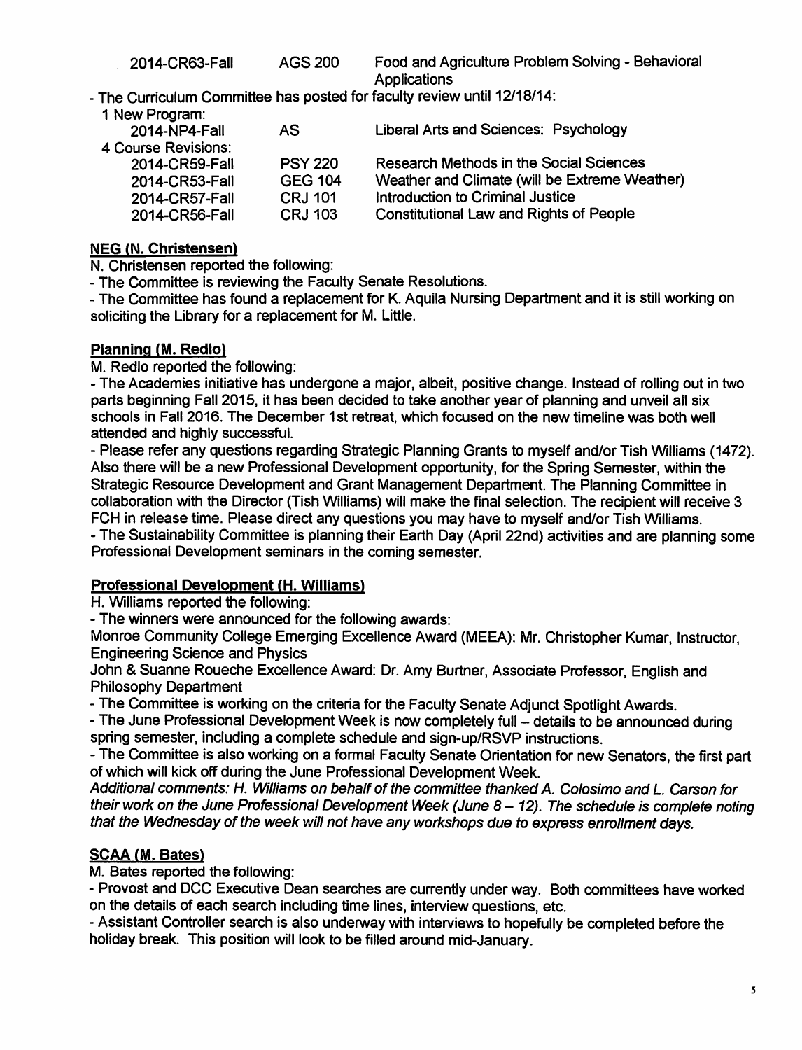| | | |
|---|---|---|
| 2014-CR63-Fall | AGS 200 | Food and Agriculture Problem Solving - Behavioral Applications |

- The Curriculum Committee has posted for faculty review until 12/18/14:

| | | |
|---|---|---|
| 1 New Program: | | |
| 2014-NP4-Fall | AS | Liberal Arts and Sciences: Psychology |
| 4 Course Revisions: | | |
| 2014-CR59-Fall | PSY 220 | Research Methods in the Social Sciences |
| 2014-CR53-Fall | GEG 104 | Weather and Climate (will be Extreme Weather) |
| 2014-CR57-Fall | CRJ 101 | Introduction to Criminal Justice |
| 2014-CR56-Fall | CRJ 103 | Constitutional Law and Rights of People |

**NEG (N. Christensen)**

N. Christensen reported the following:

- The Committee is reviewing the Faculty Senate Resolutions.
- The Committee has found a replacement for K. Aquila Nursing Department and it is still working on soliciting the Library for a replacement for M. Little.

**Planning (M. Redlo)**

M. Redlo reported the following:

- The Academies initiative has undergone a major, albeit, positive change. Instead of rolling out in two parts beginning Fall 2015, it has been decided to take another year of planning and unveil all six schools in Fall 2016. The December 1st retreat, which focused on the new timeline was both well attended and highly successful.
- Please refer any questions regarding Strategic Planning Grants to myself and/or Tish Williams (1472). Also there will be a new Professional Development opportunity, for the Spring Semester, within the Strategic Resource Development and Grant Management Department. The Planning Committee in collaboration with the Director (Tish Williams) will make the final selection. The recipient will receive 3 FCH in release time. Please direct any questions you may have to myself and/or Tish Williams.
- The Sustainability Committee is planning their Earth Day (April 22nd) activities and are planning some Professional Development seminars in the coming semester.

**Professional Development (H. Williams)**

H. Williams reported the following:

- The winners were announced for the following awards:

Monroe Community College Emerging Excellence Award (MEEA): Mr. Christopher Kumar, Instructor, Engineering Science and Physics

John & Suanne Roueche Excellence Award: Dr. Amy Burtner, Associate Professor, English and Philosophy Department

- The Committee is working on the criteria for the Faculty Senate Adjunct Spotlight Awards.
- The June Professional Development Week is now completely full – details to be announced during spring semester, including a complete schedule and sign-up/RSVP instructions.
- The Committee is also working on a formal Faculty Senate Orientation for new Senators, the first part of which will kick off during the June Professional Development Week.

*Additional comments: H. Williams on behalf of the committee thanked A. Colosimo and L. Carson for their work on the June Professional Development Week (June 8 – 12). The schedule is complete noting that the Wednesday of the week will not have any workshops due to express enrollment days.*

**SCAA (M. Bates)**

M. Bates reported the following:

- Provost and DCC Executive Dean searches are currently under way. Both committees have worked on the details of each search including time lines, interview questions, etc.
- Assistant Controller search is also underway with interviews to hopefully be completed before the holiday break. This position will look to be filled around mid-January.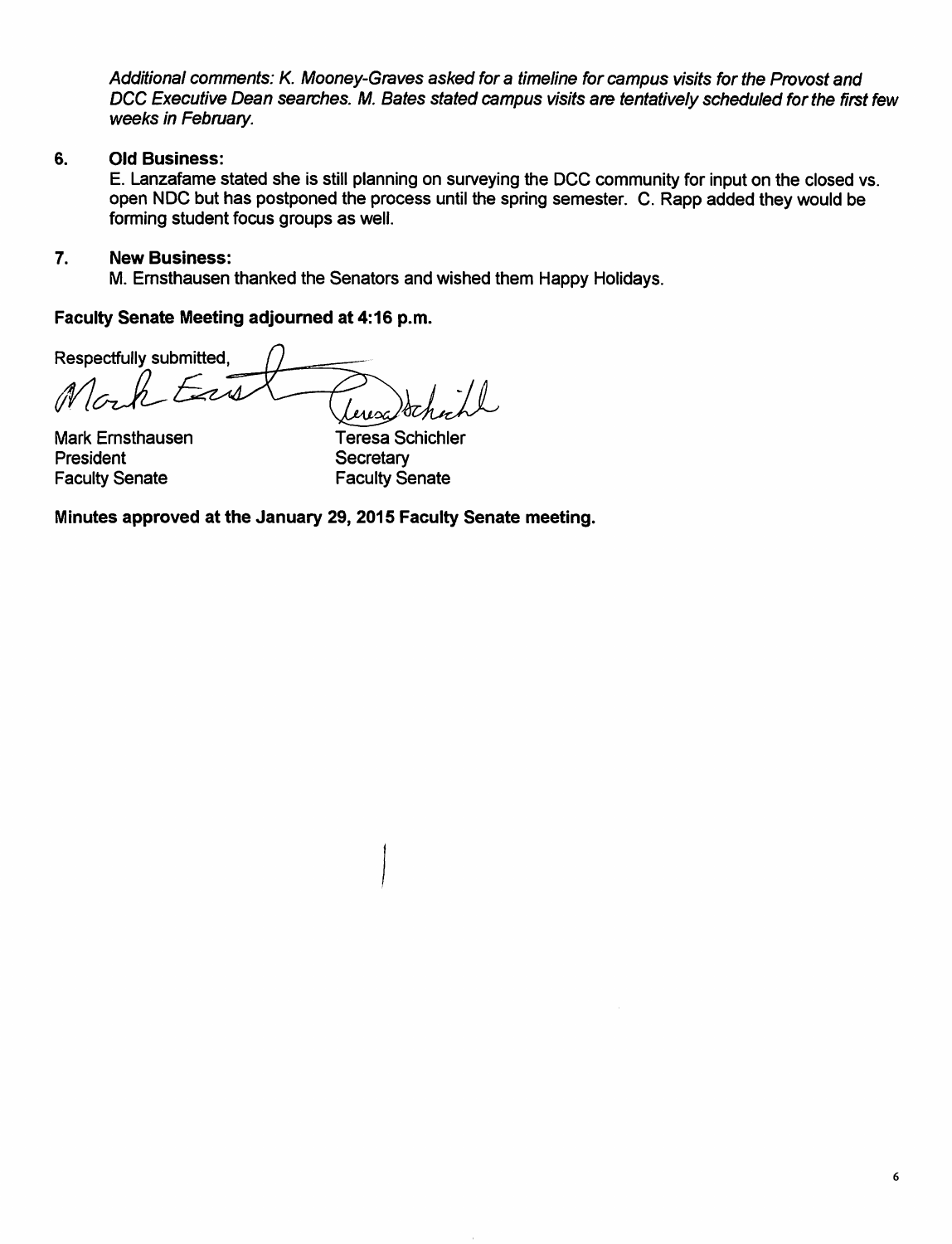*Additional comments: K. Mooney-Graves asked for a timeline for campus visits for the Provost and DCC Executive Dean searches. M. Bates stated campus visits are tentatively scheduled for the first few weeks in February.*

**6. Old Business:**

E. Lanzafame stated she is still planning on surveying the DCC community for input on the closed vs. open NDC but has postponed the process until the spring semester. C. Rapp added they would be forming student focus groups as well.

**7. New Business:**

M. Ernsthausen thanked the Senators and wished them Happy Holidays.

**Faculty Senate Meeting adjourned at 4:16 p.m.**

Respectfully submitted,

Mark Ernsthausen
President
Faculty Senate

Teresa Schichler
Secretary
Faculty Senate

**Minutes approved at the January 29, 2015 Faculty Senate meeting.**